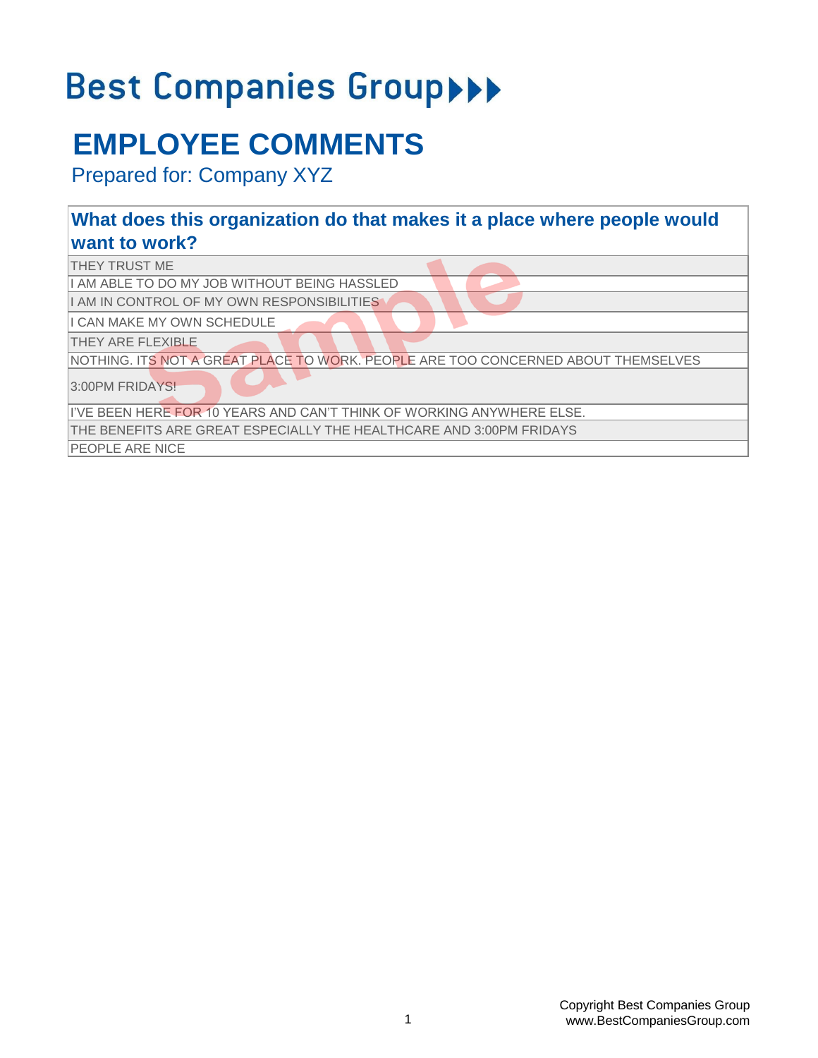# Best Companies Group

## EMPLOYEE COMMENTS

Prepared for: Company XYZ

| What does this organization do that makes it a place where people would want to work? |
|---|
| THEY TRUST ME |
| I AM ABLE TO DO MY JOB WITHOUT BEING HASSLED |
| I AM IN CONTROL OF MY OWN RESPONSIBILITIES |
| I CAN MAKE MY OWN SCHEDULE |
| THEY ARE FLEXIBLE |
| NOTHING. ITS NOT A GREAT PLACE TO WORK. PEOPLE ARE TOO CONCERNED ABOUT THEMSELVES |
| 3:00PM FRIDAYS! |
| I'VE BEEN HERE FOR 10 YEARS AND CAN'T THINK OF WORKING ANYWHERE ELSE. |
| THE BENEFITS ARE GREAT ESPECIALLY THE HEALTHCARE AND 3:00PM FRIDAYS |
| PEOPLE ARE NICE |

Copyright Best Companies Group
www.BestCompaniesGroup.com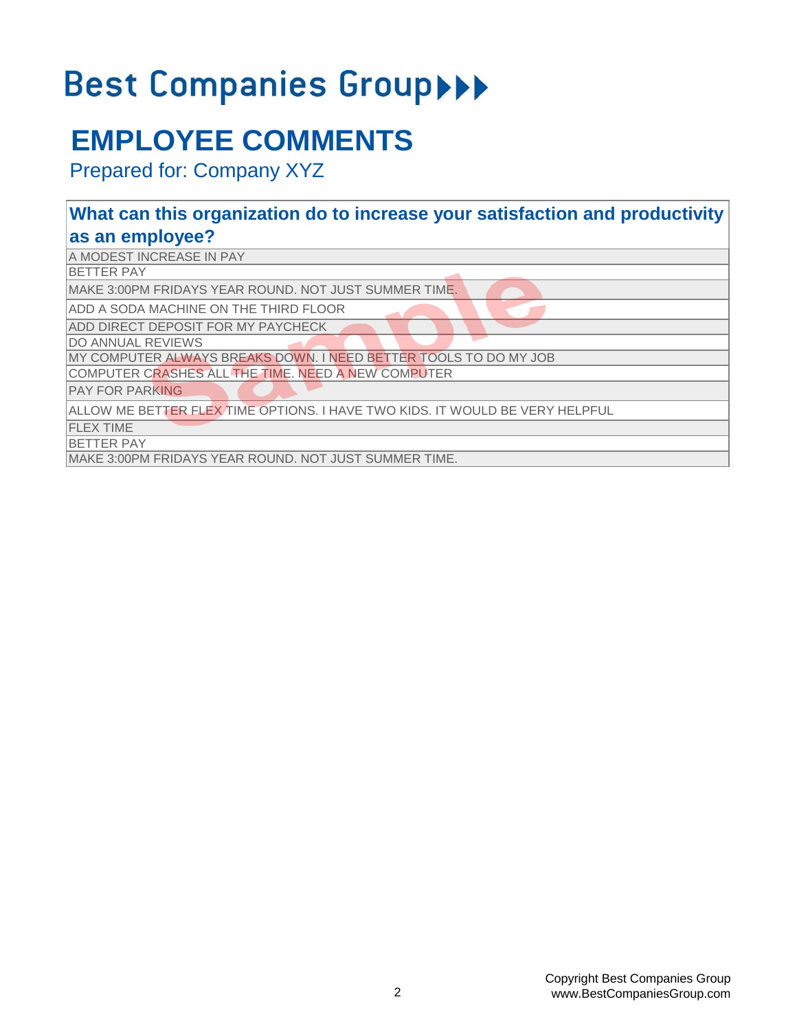Best Companies Group

# EMPLOYEE COMMENTS

Prepared for: Company XYZ

| What can this organization do to increase your satisfaction and productivity as an employee? |
|---|
| A MODEST INCREASE IN PAY |
| BETTER PAY |
| MAKE 3:00PM FRIDAYS YEAR ROUND. NOT JUST SUMMER TIME. |
| ADD A SODA MACHINE ON THE THIRD FLOOR |
| ADD DIRECT DEPOSIT FOR MY PAYCHECK |
| DO ANNUAL REVIEWS |
| MY COMPUTER ALWAYS BREAKS DOWN. I NEED BETTER TOOLS TO DO MY JOB |
| COMPUTER CRASHES ALL THE TIME. NEED A NEW COMPUTER |
| PAY FOR PARKING |
| ALLOW ME BETTER FLEX TIME OPTIONS. I HAVE TWO KIDS. IT WOULD BE VERY HELPFUL |
| FLEX TIME |
| BETTER PAY |
| MAKE 3:00PM FRIDAYS YEAR ROUND. NOT JUST SUMMER TIME. |

Sample

Copyright Best Companies Group
www.BestCompaniesGroup.com